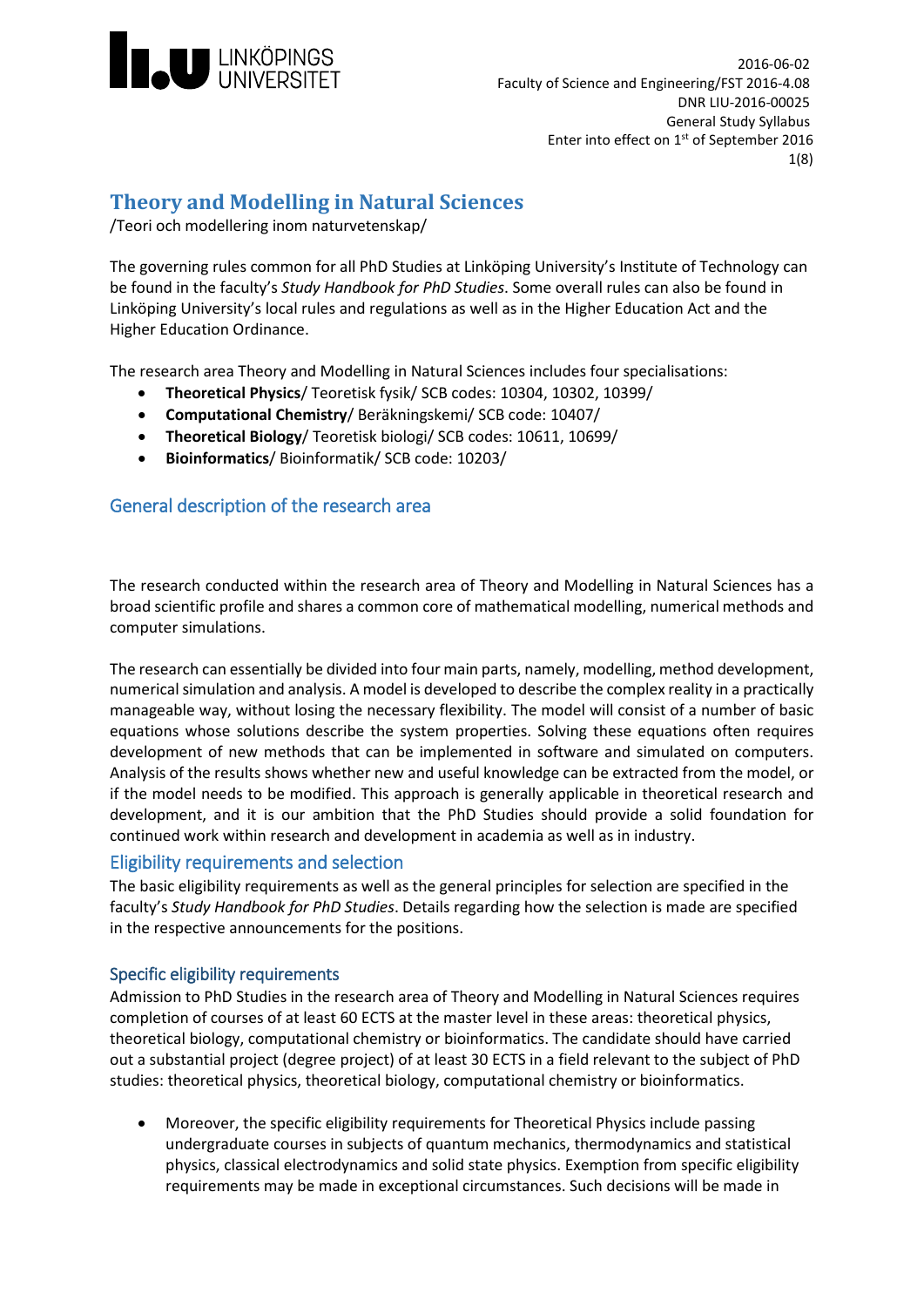2016-06-02
Faculty of Science and Engineering/FST 2016-4.08
DNR LIU-2016-00025
General Study Syllabus
Enter into effect on 1st of September 2016

# Theory and Modelling in Natural Sciences

/Teori och modellering inom naturvetenskap/

The governing rules common for all PhD Studies at Linköping University's Institute of Technology can be found in the faculty's *Study Handbook for PhD Studies*. Some overall rules can also be found in Linköping University's local rules and regulations as well as in the Higher Education Act and the Higher Education Ordinance.

The research area Theory and Modelling in Natural Sciences includes four specialisations:

- **Theoretical Physics**/ Teoretisk fysik/ SCB codes: 10304, 10302, 10399/
- **Computational Chemistry**/ Beräkningskemi/ SCB code: 10407/
- **Theoretical Biology**/ Teoretisk biologi/ SCB codes: 10611, 10699/
- **Bioinformatics**/ Bioinformatik/ SCB code: 10203/

## General description of the research area

The research conducted within the research area of Theory and Modelling in Natural Sciences has a broad scientific profile and shares a common core of mathematical modelling, numerical methods and computer simulations.

The research can essentially be divided into four main parts, namely, modelling, method development, numerical simulation and analysis. A model is developed to describe the complex reality in a practically manageable way, without losing the necessary flexibility. The model will consist of a number of basic equations whose solutions describe the system properties. Solving these equations often requires development of new methods that can be implemented in software and simulated on computers. Analysis of the results shows whether new and useful knowledge can be extracted from the model, or if the model needs to be modified. This approach is generally applicable in theoretical research and development, and it is our ambition that the PhD Studies should provide a solid foundation for continued work within research and development in academia as well as in industry.

## Eligibility requirements and selection

The basic eligibility requirements as well as the general principles for selection are specified in the faculty's *Study Handbook for PhD Studies*. Details regarding how the selection is made are specified in the respective announcements for the positions.

### Specific eligibility requirements

Admission to PhD Studies in the research area of Theory and Modelling in Natural Sciences requires completion of courses of at least 60 ECTS at the master level in these areas: theoretical physics, theoretical biology, computational chemistry or bioinformatics. The candidate should have carried out a substantial project (degree project) of at least 30 ECTS in a field relevant to the subject of PhD studies: theoretical physics, theoretical biology, computational chemistry or bioinformatics.

- Moreover, the specific eligibility requirements for Theoretical Physics include passing undergraduate courses in subjects of quantum mechanics, thermodynamics and statistical physics, classical electrodynamics and solid state physics. Exemption from specific eligibility requirements may be made in exceptional circumstances. Such decisions will be made in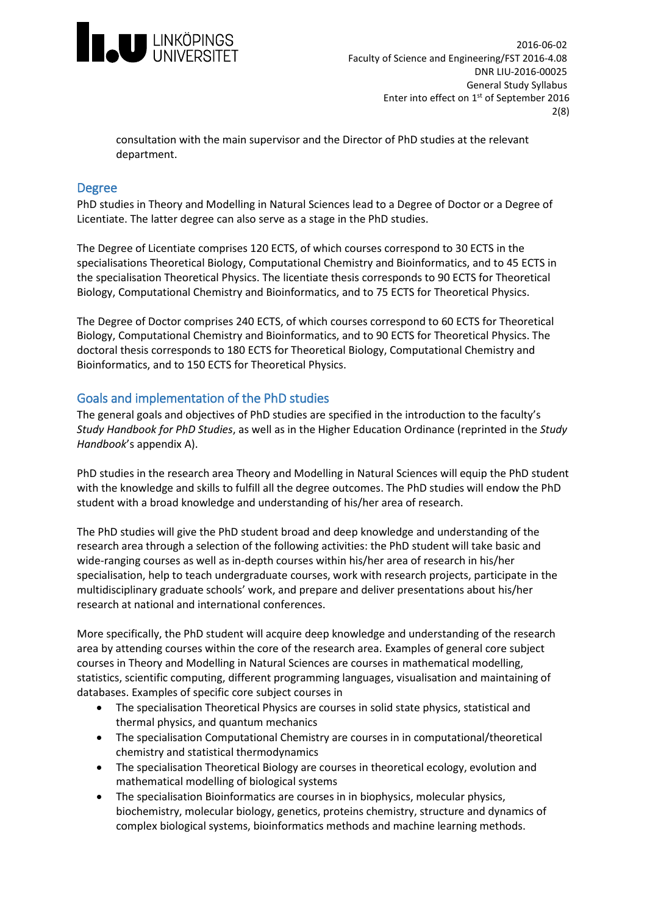consultation with the main supervisor and the Director of PhD studies at the relevant department.

## Degree

PhD studies in Theory and Modelling in Natural Sciences lead to a Degree of Doctor or a Degree of Licentiate. The latter degree can also serve as a stage in the PhD studies.

The Degree of Licentiate comprises 120 ECTS, of which courses correspond to 30 ECTS in the specialisations Theoretical Biology, Computational Chemistry and Bioinformatics, and to 45 ECTS in the specialisation Theoretical Physics. The licentiate thesis corresponds to 90 ECTS for Theoretical Biology, Computational Chemistry and Bioinformatics, and to 75 ECTS for Theoretical Physics.

The Degree of Doctor comprises 240 ECTS, of which courses correspond to 60 ECTS for Theoretical Biology, Computational Chemistry and Bioinformatics, and to 90 ECTS for Theoretical Physics. The doctoral thesis corresponds to 180 ECTS for Theoretical Biology, Computational Chemistry and Bioinformatics, and to 150 ECTS for Theoretical Physics.

## Goals and implementation of the PhD studies

The general goals and objectives of PhD studies are specified in the introduction to the faculty's *Study Handbook for PhD Studies*, as well as in the Higher Education Ordinance (reprinted in the *Study Handbook*'s appendix A).

PhD studies in the research area Theory and Modelling in Natural Sciences will equip the PhD student with the knowledge and skills to fulfill all the degree outcomes. The PhD studies will endow the PhD student with a broad knowledge and understanding of his/her area of research.

The PhD studies will give the PhD student broad and deep knowledge and understanding of the research area through a selection of the following activities: the PhD student will take basic and wide-ranging courses as well as in-depth courses within his/her area of research in his/her specialisation, help to teach undergraduate courses, work with research projects, participate in the multidisciplinary graduate schools' work, and prepare and deliver presentations about his/her research at national and international conferences.

More specifically, the PhD student will acquire deep knowledge and understanding of the research area by attending courses within the core of the research area. Examples of general core subject courses in Theory and Modelling in Natural Sciences are courses in mathematical modelling, statistics, scientific computing, different programming languages, visualisation and maintaining of databases. Examples of specific core subject courses in

- The specialisation Theoretical Physics are courses in solid state physics, statistical and thermal physics, and quantum mechanics
- The specialisation Computational Chemistry are courses in in computational/theoretical chemistry and statistical thermodynamics
- The specialisation Theoretical Biology are courses in theoretical ecology, evolution and mathematical modelling of biological systems
- The specialisation Bioinformatics are courses in in biophysics, molecular physics, biochemistry, molecular biology, genetics, proteins chemistry, structure and dynamics of complex biological systems, bioinformatics methods and machine learning methods.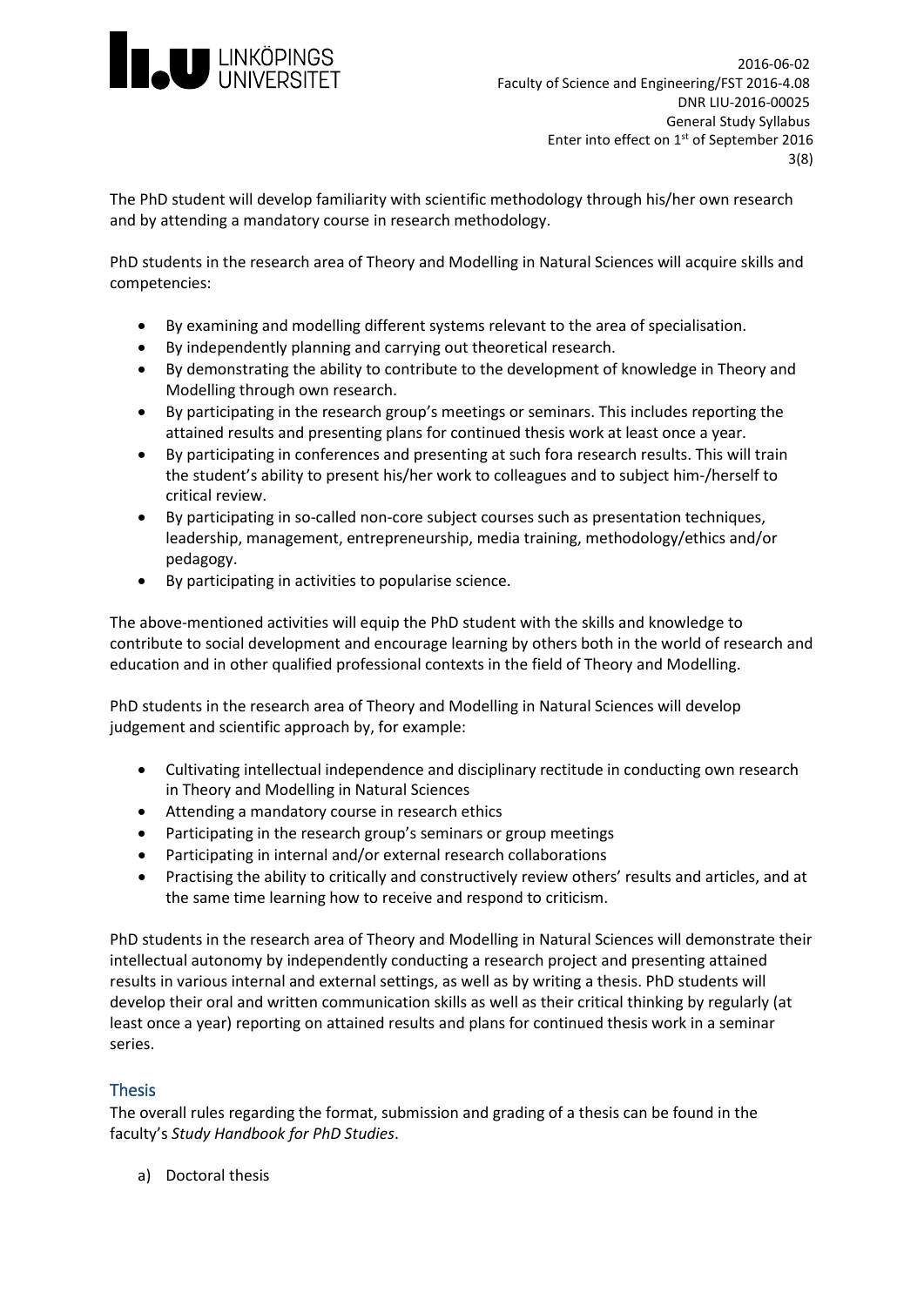The PhD student will develop familiarity with scientific methodology through his/her own research and by attending a mandatory course in research methodology.

PhD students in the research area of Theory and Modelling in Natural Sciences will acquire skills and competencies:

- By examining and modelling different systems relevant to the area of specialisation.
- By independently planning and carrying out theoretical research.
- By demonstrating the ability to contribute to the development of knowledge in Theory and Modelling through own research.
- By participating in the research group's meetings or seminars. This includes reporting the attained results and presenting plans for continued thesis work at least once a year.
- By participating in conferences and presenting at such fora research results. This will train the student's ability to present his/her work to colleagues and to subject him-/herself to critical review.
- By participating in so-called non-core subject courses such as presentation techniques, leadership, management, entrepreneurship, media training, methodology/ethics and/or pedagogy.
- By participating in activities to popularise science.

The above-mentioned activities will equip the PhD student with the skills and knowledge to contribute to social development and encourage learning by others both in the world of research and education and in other qualified professional contexts in the field of Theory and Modelling.

PhD students in the research area of Theory and Modelling in Natural Sciences will develop judgement and scientific approach by, for example:

- Cultivating intellectual independence and disciplinary rectitude in conducting own research in Theory and Modelling in Natural Sciences
- Attending a mandatory course in research ethics
- Participating in the research group's seminars or group meetings
- Participating in internal and/or external research collaborations
- Practising the ability to critically and constructively review others' results and articles, and at the same time learning how to receive and respond to criticism.

PhD students in the research area of Theory and Modelling in Natural Sciences will demonstrate their intellectual autonomy by independently conducting a research project and presenting attained results in various internal and external settings, as well as by writing a thesis. PhD students will develop their oral and written communication skills as well as their critical thinking by regularly (at least once a year) reporting on attained results and plans for continued thesis work in a seminar series.

## Thesis

The overall rules regarding the format, submission and grading of a thesis can be found in the faculty's *Study Handbook for PhD Studies*.

a) Doctoral thesis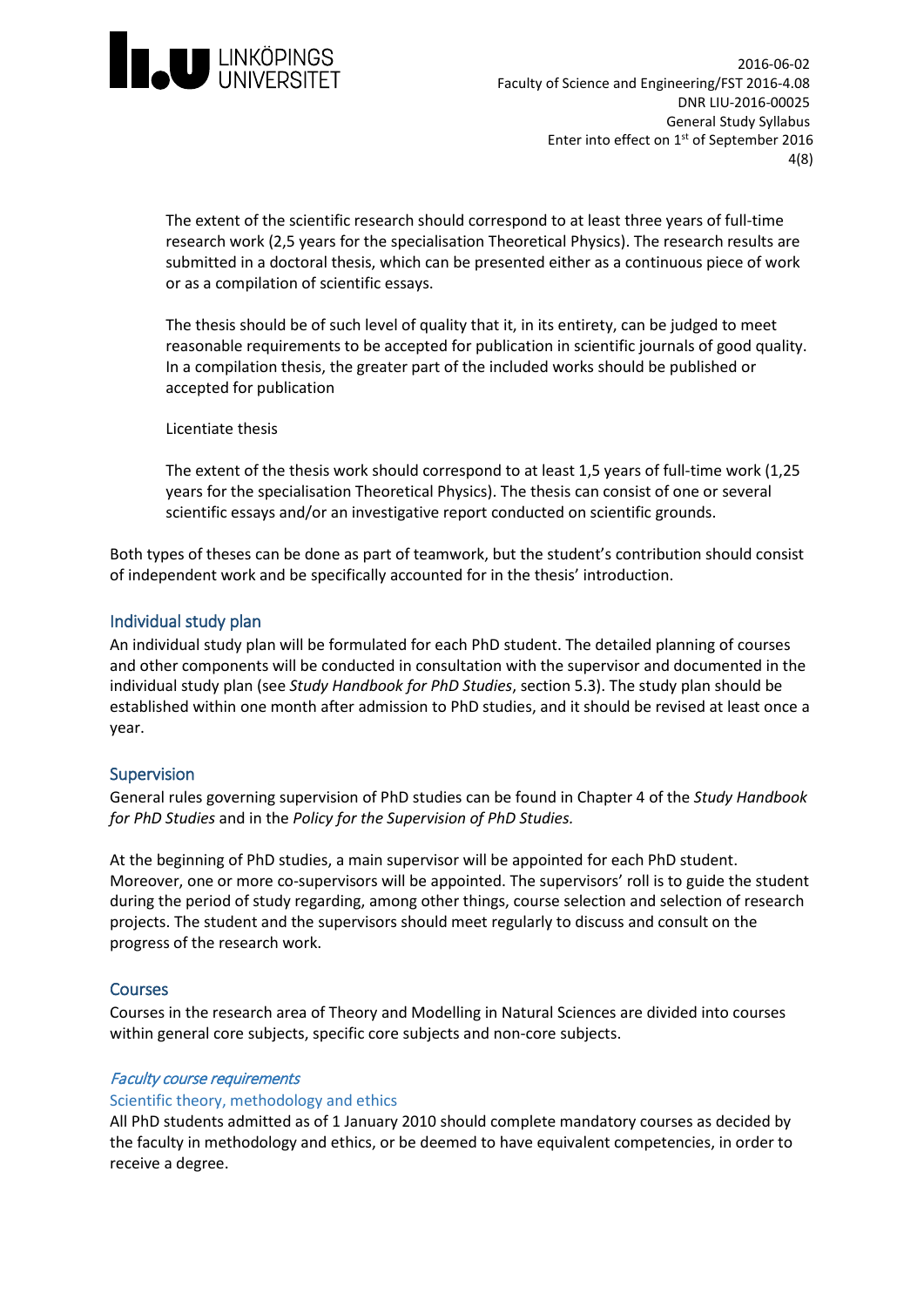The extent of the scientific research should correspond to at least three years of full-time research work (2,5 years for the specialisation Theoretical Physics). The research results are submitted in a doctoral thesis, which can be presented either as a continuous piece of work or as a compilation of scientific essays.

The thesis should be of such level of quality that it, in its entirety, can be judged to meet reasonable requirements to be accepted for publication in scientific journals of good quality. In a compilation thesis, the greater part of the included works should be published or accepted for publication

Licentiate thesis

The extent of the thesis work should correspond to at least 1,5 years of full-time work (1,25 years for the specialisation Theoretical Physics). The thesis can consist of one or several scientific essays and/or an investigative report conducted on scientific grounds.

Both types of theses can be done as part of teamwork, but the student's contribution should consist of independent work and be specifically accounted for in the thesis' introduction.

## Individual study plan

An individual study plan will be formulated for each PhD student. The detailed planning of courses and other components will be conducted in consultation with the supervisor and documented in the individual study plan (see *Study Handbook for PhD Studies*, section 5.3). The study plan should be established within one month after admission to PhD studies, and it should be revised at least once a year.

## Supervision

General rules governing supervision of PhD studies can be found in Chapter 4 of the *Study Handbook for PhD Studies* and in the *Policy for the Supervision of PhD Studies.*

At the beginning of PhD studies, a main supervisor will be appointed for each PhD student. Moreover, one or more co-supervisors will be appointed. The supervisors' roll is to guide the student during the period of study regarding, among other things, course selection and selection of research projects. The student and the supervisors should meet regularly to discuss and consult on the progress of the research work.

## Courses

Courses in the research area of Theory and Modelling in Natural Sciences are divided into courses within general core subjects, specific core subjects and non-core subjects.

### *Faculty course requirements*

#### Scientific theory, methodology and ethics

All PhD students admitted as of 1 January 2010 should complete mandatory courses as decided by the faculty in methodology and ethics, or be deemed to have equivalent competencies, in order to receive a degree.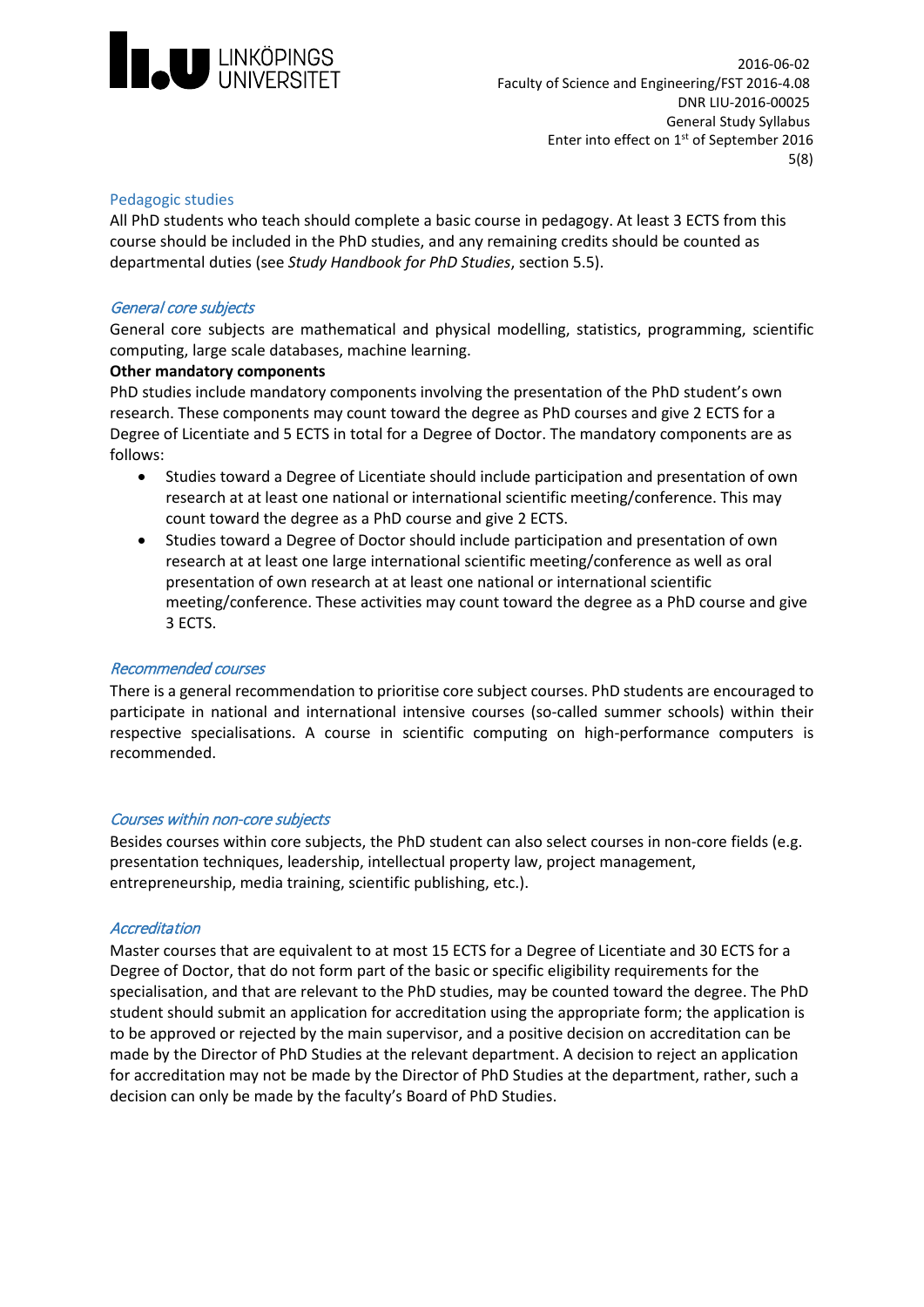### Pedagogic studies

All PhD students who teach should complete a basic course in pedagogy. At least 3 ECTS from this course should be included in the PhD studies, and any remaining credits should be counted as departmental duties (see *Study Handbook for PhD Studies*, section 5.5).

### *General core subjects*

General core subjects are mathematical and physical modelling, statistics, programming, scientific computing, large scale databases, machine learning.

**Other mandatory components**

PhD studies include mandatory components involving the presentation of the PhD student's own research. These components may count toward the degree as PhD courses and give 2 ECTS for a Degree of Licentiate and 5 ECTS in total for a Degree of Doctor. The mandatory components are as follows:

- Studies toward a Degree of Licentiate should include participation and presentation of own research at at least one national or international scientific meeting/conference. This may count toward the degree as a PhD course and give 2 ECTS.
- Studies toward a Degree of Doctor should include participation and presentation of own research at at least one large international scientific meeting/conference as well as oral presentation of own research at at least one national or international scientific meeting/conference. These activities may count toward the degree as a PhD course and give 3 ECTS.

### *Recommended courses*

There is a general recommendation to prioritise core subject courses. PhD students are encouraged to participate in national and international intensive courses (so-called summer schools) within their respective specialisations. A course in scientific computing on high-performance computers is recommended.

### *Courses within non-core subjects*

Besides courses within core subjects, the PhD student can also select courses in non-core fields (e.g. presentation techniques, leadership, intellectual property law, project management, entrepreneurship, media training, scientific publishing, etc.).

### *Accreditation*

Master courses that are equivalent to at most 15 ECTS for a Degree of Licentiate and 30 ECTS for a Degree of Doctor, that do not form part of the basic or specific eligibility requirements for the specialisation, and that are relevant to the PhD studies, may be counted toward the degree. The PhD student should submit an application for accreditation using the appropriate form; the application is to be approved or rejected by the main supervisor, and a positive decision on accreditation can be made by the Director of PhD Studies at the relevant department. A decision to reject an application for accreditation may not be made by the Director of PhD Studies at the department, rather, such a decision can only be made by the faculty's Board of PhD Studies.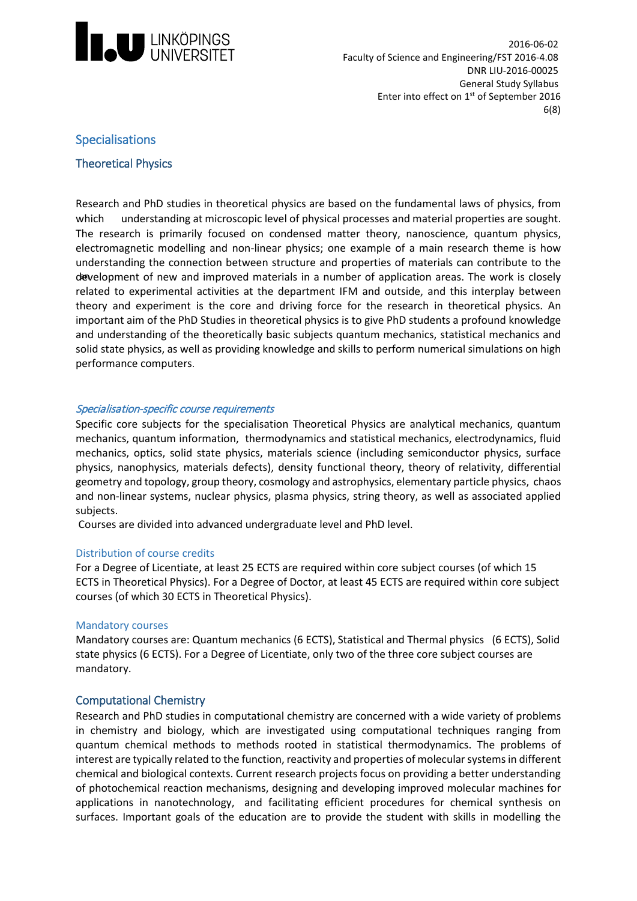## Specialisations

### Theoretical Physics

Research and PhD studies in theoretical physics are based on the fundamental laws of physics, from which understanding at microscopic level of physical processes and material properties are sought. The research is primarily focused on condensed matter theory, nanoscience, quantum physics, electromagnetic modelling and non-linear physics; one example of a main research theme is how understanding the connection between structure and properties of materials can contribute to the development of new and improved materials in a number of application areas. The work is closely related to experimental activities at the department IFM and outside, and this interplay between theory and experiment is the core and driving force for the research in theoretical physics. An important aim of the PhD Studies in theoretical physics is to give PhD students a profound knowledge and understanding of the theoretically basic subjects quantum mechanics, statistical mechanics and solid state physics, as well as providing knowledge and skills to perform numerical simulations on high performance computers.

#### *Specialisation-specific course requirements*

Specific core subjects for the specialisation Theoretical Physics are analytical mechanics, quantum mechanics, quantum information, thermodynamics and statistical mechanics, electrodynamics, fluid mechanics, optics, solid state physics, materials science (including semiconductor physics, surface physics, nanophysics, materials defects), density functional theory, theory of relativity, differential geometry and topology, group theory, cosmology and astrophysics, elementary particle physics, chaos and non-linear systems, nuclear physics, plasma physics, string theory, as well as associated applied subjects.

Courses are divided into advanced undergraduate level and PhD level.

#### Distribution of course credits

For a Degree of Licentiate, at least 25 ECTS are required within core subject courses (of which 15 ECTS in Theoretical Physics). For a Degree of Doctor, at least 45 ECTS are required within core subject courses (of which 30 ECTS in Theoretical Physics).

#### Mandatory courses

Mandatory courses are: Quantum mechanics (6 ECTS), Statistical and Thermal physics (6 ECTS), Solid state physics (6 ECTS). For a Degree of Licentiate, only two of the three core subject courses are mandatory.

### Computational Chemistry

Research and PhD studies in computational chemistry are concerned with a wide variety of problems in chemistry and biology, which are investigated using computational techniques ranging from quantum chemical methods to methods rooted in statistical thermodynamics. The problems of interest are typically related to the function, reactivity and properties of molecular systems in different chemical and biological contexts. Current research projects focus on providing a better understanding of photochemical reaction mechanisms, designing and developing improved molecular machines for applications in nanotechnology, and facilitating efficient procedures for chemical synthesis on surfaces. Important goals of the education are to provide the student with skills in modelling the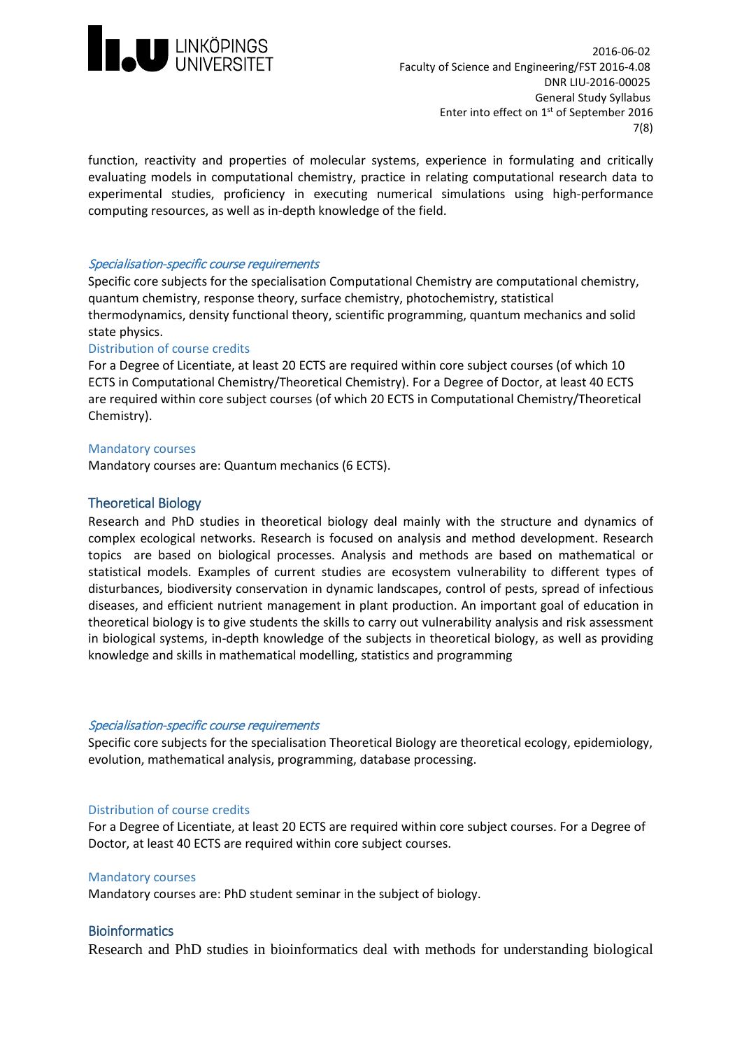function, reactivity and properties of molecular systems, experience in formulating and critically evaluating models in computational chemistry, practice in relating computational research data to experimental studies, proficiency in executing numerical simulations using high-performance computing resources, as well as in-depth knowledge of the field.

#### *Specialisation-specific course requirements*

Specific core subjects for the specialisation Computational Chemistry are computational chemistry, quantum chemistry, response theory, surface chemistry, photochemistry, statistical thermodynamics, density functional theory, scientific programming, quantum mechanics and solid state physics.

#### Distribution of course credits

For a Degree of Licentiate, at least 20 ECTS are required within core subject courses (of which 10 ECTS in Computational Chemistry/Theoretical Chemistry). For a Degree of Doctor, at least 40 ECTS are required within core subject courses (of which 20 ECTS in Computational Chemistry/Theoretical Chemistry).

#### Mandatory courses

Mandatory courses are: Quantum mechanics (6 ECTS).

### Theoretical Biology

Research and PhD studies in theoretical biology deal mainly with the structure and dynamics of complex ecological networks. Research is focused on analysis and method development. Research topics are based on biological processes. Analysis and methods are based on mathematical or statistical models. Examples of current studies are ecosystem vulnerability to different types of disturbances, biodiversity conservation in dynamic landscapes, control of pests, spread of infectious diseases, and efficient nutrient management in plant production. An important goal of education in theoretical biology is to give students the skills to carry out vulnerability analysis and risk assessment in biological systems, in-depth knowledge of the subjects in theoretical biology, as well as providing knowledge and skills in mathematical modelling, statistics and programming

#### *Specialisation-specific course requirements*

Specific core subjects for the specialisation Theoretical Biology are theoretical ecology, epidemiology, evolution, mathematical analysis, programming, database processing.

#### Distribution of course credits

For a Degree of Licentiate, at least 20 ECTS are required within core subject courses. For a Degree of Doctor, at least 40 ECTS are required within core subject courses.

#### Mandatory courses

Mandatory courses are: PhD student seminar in the subject of biology.

### Bioinformatics

Research and PhD studies in bioinformatics deal with methods for understanding biological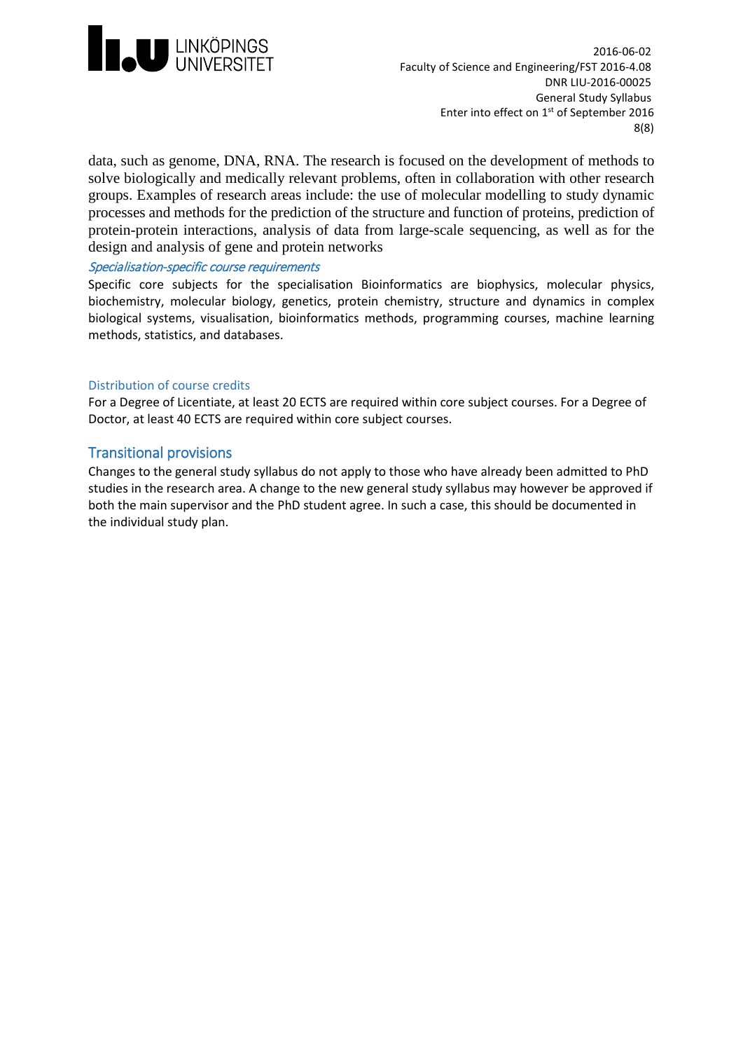data, such as genome, DNA, RNA. The research is focused on the development of methods to solve biologically and medically relevant problems, often in collaboration with other research groups. Examples of research areas include: the use of molecular modelling to study dynamic processes and methods for the prediction of the structure and function of proteins, prediction of protein-protein interactions, analysis of data from large-scale sequencing, as well as for the design and analysis of gene and protein networks

#### *Specialisation-specific course requirements*

Specific core subjects for the specialisation Bioinformatics are biophysics, molecular physics, biochemistry, molecular biology, genetics, protein chemistry, structure and dynamics in complex biological systems, visualisation, bioinformatics methods, programming courses, machine learning methods, statistics, and databases.

### Distribution of course credits

For a Degree of Licentiate, at least 20 ECTS are required within core subject courses. For a Degree of Doctor, at least 40 ECTS are required within core subject courses.

## Transitional provisions

Changes to the general study syllabus do not apply to those who have already been admitted to PhD studies in the research area. A change to the new general study syllabus may however be approved if both the main supervisor and the PhD student agree. In such a case, this should be documented in the individual study plan.